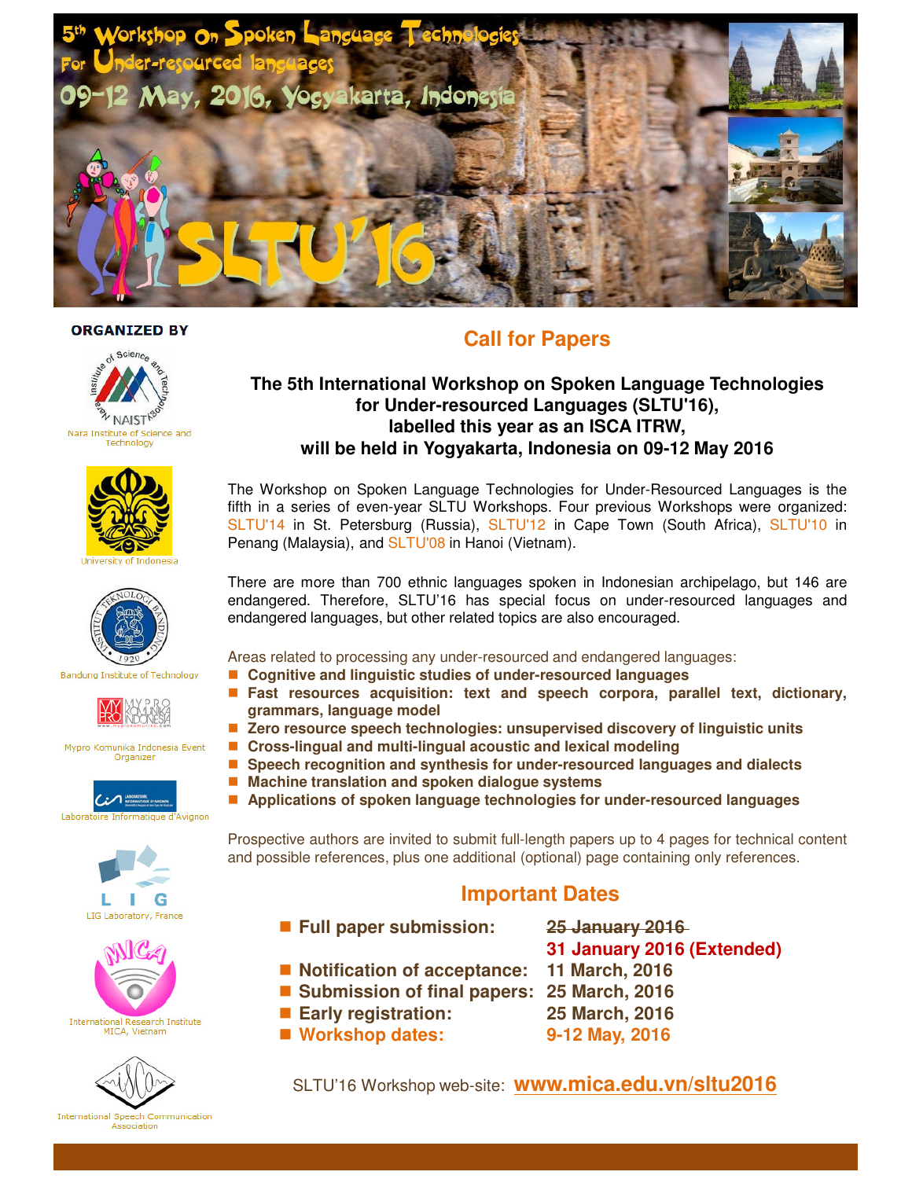5th Workshop On Spoken Language Technologies For Under-resourced languages

09-12 May, 2016, Yogyakarta, Indonesia

SLTU'16

**ORGANIZED BY**

- Nara Institute of Science and Technology
- University of Indonesia
- Bandung Institute of Technology
- Mypro Komunika Indonesia Event Organizer
- Laboratoire Informatique d'Avignon
- LIG Laboratory, France
- International Research Institute MICA, Vietnam
- International Speech Communication Association

# Call for Papers

## The 5th International Workshop on Spoken Language Technologies for Under-resourced Languages (SLTU'16), labelled this year as an ISCA ITRW, will be held in Yogyakarta, Indonesia on 09-12 May 2016

The Workshop on Spoken Language Technologies for Under-Resourced Languages is the fifth in a series of even-year SLTU Workshops. Four previous Workshops were organized: SLTU'14 in St. Petersburg (Russia), SLTU'12 in Cape Town (South Africa), SLTU'10 in Penang (Malaysia), and SLTU'08 in Hanoi (Vietnam).

There are more than 700 ethnic languages spoken in Indonesian archipelago, but 146 are endangered. Therefore, SLTU'16 has special focus on under-resourced languages and endangered languages, but other related topics are also encouraged.

Areas related to processing any under-resourced and endangered languages:

- **Cognitive and linguistic studies of under-resourced languages**
- **Fast resources acquisition: text and speech corpora, parallel text, dictionary, grammars, language model**
- **Zero resource speech technologies: unsupervised discovery of linguistic units**
- **Cross-lingual and multi-lingual acoustic and lexical modeling**
- **Speech recognition and synthesis for under-resourced languages and dialects**
- **Machine translation and spoken dialogue systems**
- **Applications of spoken language technologies for under-resourced languages**

Prospective authors are invited to submit full-length papers up to 4 pages for technical content and possible references, plus one additional (optional) page containing only references.

## Important Dates

- **Full paper submission:** ~~25 January 2016~~ **31 January 2016 (Extended)**
- **Notification of acceptance:** **11 March, 2016**
- **Submission of final papers:** **25 March, 2016**
- **Early registration:** **25 March, 2016**
- **Workshop dates:** **9-12 May, 2016**

SLTU'16 Workshop web-site: **www.mica.edu.vn/sltu2016**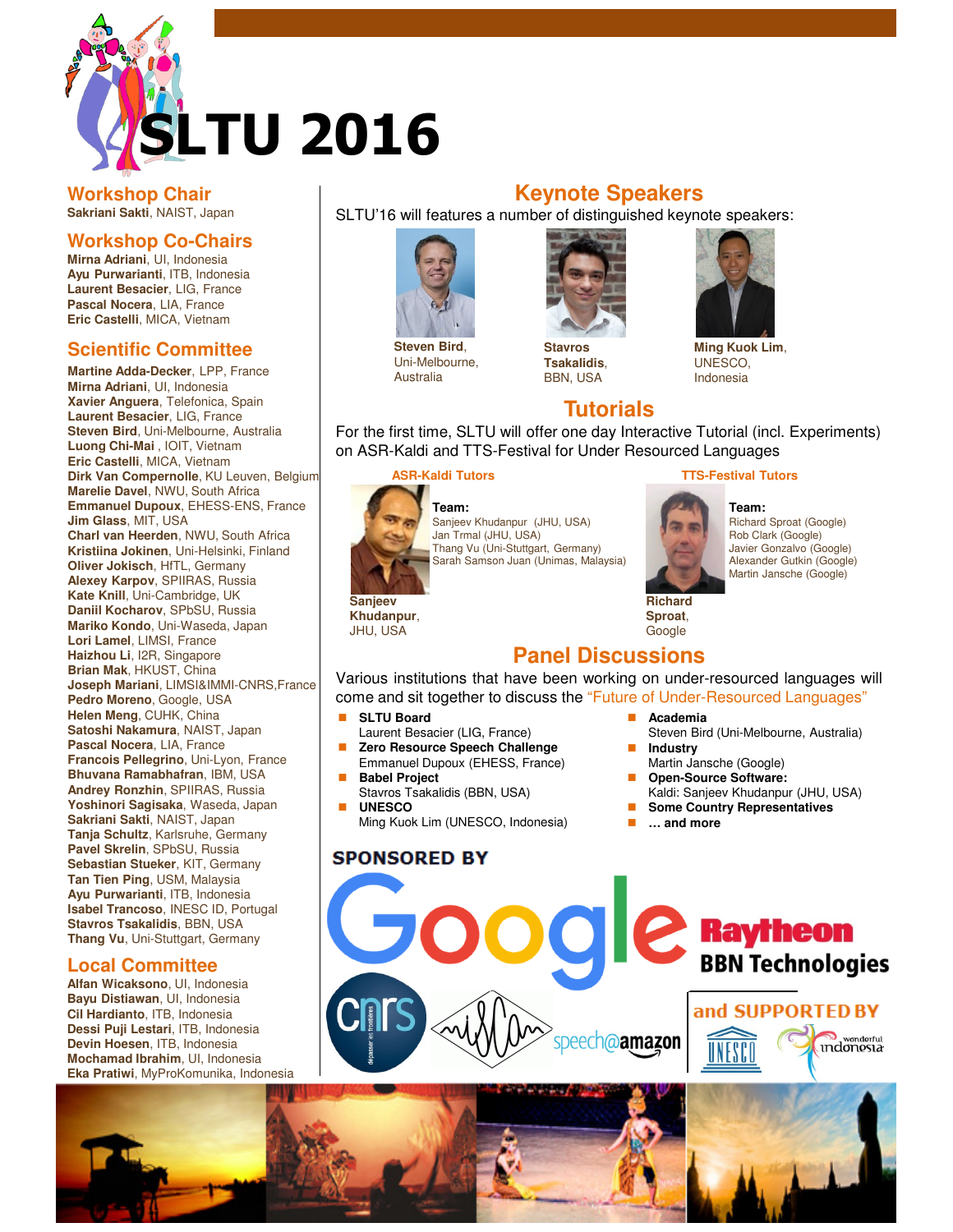# SLTU 2016

## Workshop Chair

**Sakriani Sakti**, NAIST, Japan

## Workshop Co-Chairs

**Mirna Adriani**, UI, Indonesia
**Ayu Purwarianti**, ITB, Indonesia
**Laurent Besacier**, LIG, France
**Pascal Nocera**, LIA, France
**Eric Castelli**, MICA, Vietnam

## Scientific Committee

**Martine Adda-Decker**, LPP, France
**Mirna Adriani**, UI, Indonesia
**Xavier Anguera**, Telefonica, Spain
**Laurent Besacier**, LIG, France
**Steven Bird**, Uni-Melbourne, Australia
**Luong Chi-Mai** , IOIT, Vietnam
**Eric Castelli**, MICA, Vietnam
**Dirk Van Compernolle**, KU Leuven, Belgium
**Marelie Davel**, NWU, South Africa
**Emmanuel Dupoux**, EHESS-ENS, France
**Jim Glass**, MIT, USA
**Charl van Heerden**, NWU, South Africa
**Kristiina Jokinen**, Uni-Helsinki, Finland
**Oliver Jokisch**, HfTL, Germany
**Alexey Karpov**, SPIIRAS, Russia
**Kate Knill**, Uni-Cambridge, UK
**Daniil Kocharov**, SPbSU, Russia
**Mariko Kondo**, Uni-Waseda, Japan
**Lori Lamel**, LIMSI, France
**Haizhou Li**, I2R, Singapore
**Brian Mak**, HKUST, China
**Joseph Mariani**, LIMSI&IMMI-CNRS,France
**Pedro Moreno**, Google, USA
**Helen Meng**, CUHK, China
**Satoshi Nakamura**, NAIST, Japan
**Pascal Nocera**, LIA, France
**Francois Pellegrino**, Uni-Lyon, France
**Bhuvana Ramabhafran**, IBM, USA
**Andrey Ronzhin**, SPIIRAS, Russia
**Yoshinori Sagisaka**, Waseda, Japan
**Sakriani Sakti**, NAIST, Japan
**Tanja Schultz**, Karlsruhe, Germany
**Pavel Skrelin**, SPbSU, Russia
**Sebastian Stueker**, KIT, Germany
**Tan Tien Ping**, USM, Malaysia
**Ayu Purwarianti**, ITB, Indonesia
**Isabel Trancoso**, INESC ID, Portugal
**Stavros Tsakalidis**, BBN, USA
**Thang Vu**, Uni-Stuttgart, Germany

## Local Committee

**Alfan Wicaksono**, UI, Indonesia
**Bayu Distiawan**, UI, Indonesia
**Cil Hardianto**, ITB, Indonesia
**Dessi Puji Lestari**, ITB, Indonesia
**Devin Hoesen**, ITB, Indonesia
**Mochamad Ibrahim**, UI, Indonesia
**Eka Pratiwi**, MyProKomunika, Indonesia

## Keynote Speakers

SLTU'16 will features a number of distinguished keynote speakers:

**Steven Bird**, Uni-Melbourne, Australia

**Stavros Tsakalidis**, BBN, USA

**Ming Kuok Lim**, UNESCO, Indonesia

## Tutorials

For the first time, SLTU will offer one day Interactive Tutorial (incl. Experiments) on ASR-Kaldi and TTS-Festival for Under Resourced Languages

### ASR-Kaldi Tutors

**Sanjeev Khudanpur**, JHU, USA

**Team:**
Sanjeev Khudanpur (JHU, USA)
Jan Trmal (JHU, USA)
Thang Vu (Uni-Stuttgart, Germany)
Sarah Samson Juan (Unimas, Malaysia)

### TTS-Festival Tutors

**Richard Sproat**, Google

**Team:**
Richard Sproat (Google)
Rob Clark (Google)
Javier Gonzalvo (Google)
Alexander Gutkin (Google)
Martin Jansche (Google)

## Panel Discussions

Various institutions that have been working on under-resourced languages will come and sit together to discuss the "Future of Under-Resourced Languages"

- **SLTU Board**
  Laurent Besacier (LIG, France)
- **Zero Resource Speech Challenge**
  Emmanuel Dupoux (EHESS, France)
- **Babel Project**
  Stavros Tsakalidis (BBN, USA)
- **UNESCO**
  Ming Kuok Lim (UNESCO, Indonesia)
- **Academia**
  Steven Bird (Uni-Melbourne, Australia)
- **Industry**
  Martin Jansche (Google)
- **Open-Source Software:**
  Kaldi: Sanjeev Khudanpur (JHU, USA)
- **Some Country Representatives**
- **... and more**

**SPONSORED BY**

Google, Raytheon BBN Technologies, CNRS, speech@amazon

**and SUPPORTED BY**

UNESCO, wonderful indonesia